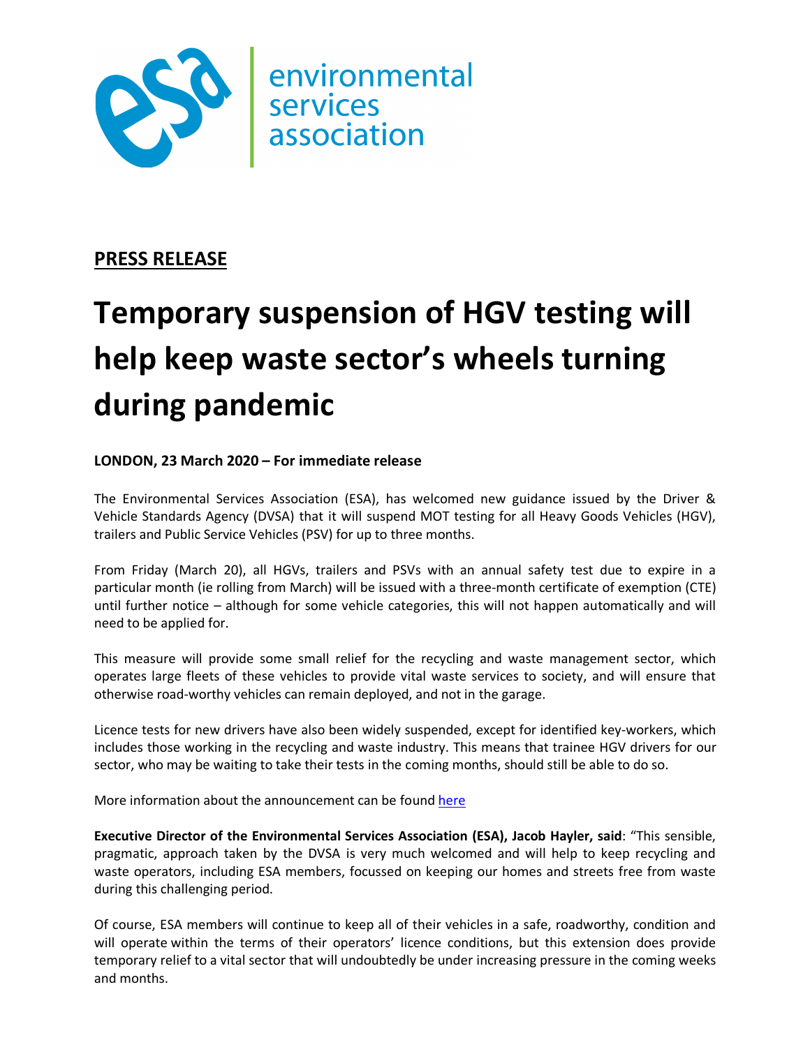environmental services association

**PRESS RELEASE**

# Temporary suspension of HGV testing will help keep waste sector's wheels turning during pandemic

**LONDON, 23 March 2020 – For immediate release**

The Environmental Services Association (ESA), has welcomed new guidance issued by the Driver & Vehicle Standards Agency (DVSA) that it will suspend MOT testing for all Heavy Goods Vehicles (HGV), trailers and Public Service Vehicles (PSV) for up to three months.

From Friday (March 20), all HGVs, trailers and PSVs with an annual safety test due to expire in a particular month (ie rolling from March) will be issued with a three-month certificate of exemption (CTE) until further notice – although for some vehicle categories, this will not happen automatically and will need to be applied for.

This measure will provide some small relief for the recycling and waste management sector, which operates large fleets of these vehicles to provide vital waste services to society, and will ensure that otherwise road-worthy vehicles can remain deployed, and not in the garage.

Licence tests for new drivers have also been widely suspended, except for identified key-workers, which includes those working in the recycling and waste industry. This means that trainee HGV drivers for our sector, who may be waiting to take their tests in the coming months, should still be able to do so.

More information about the announcement can be found here

**Executive Director of the Environmental Services Association (ESA), Jacob Hayler, said**: "This sensible, pragmatic, approach taken by the DVSA is very much welcomed and will help to keep recycling and waste operators, including ESA members, focussed on keeping our homes and streets free from waste during this challenging period.

Of course, ESA members will continue to keep all of their vehicles in a safe, roadworthy, condition and will operate within the terms of their operators' licence conditions, but this extension does provide temporary relief to a vital sector that will undoubtedly be under increasing pressure in the coming weeks and months.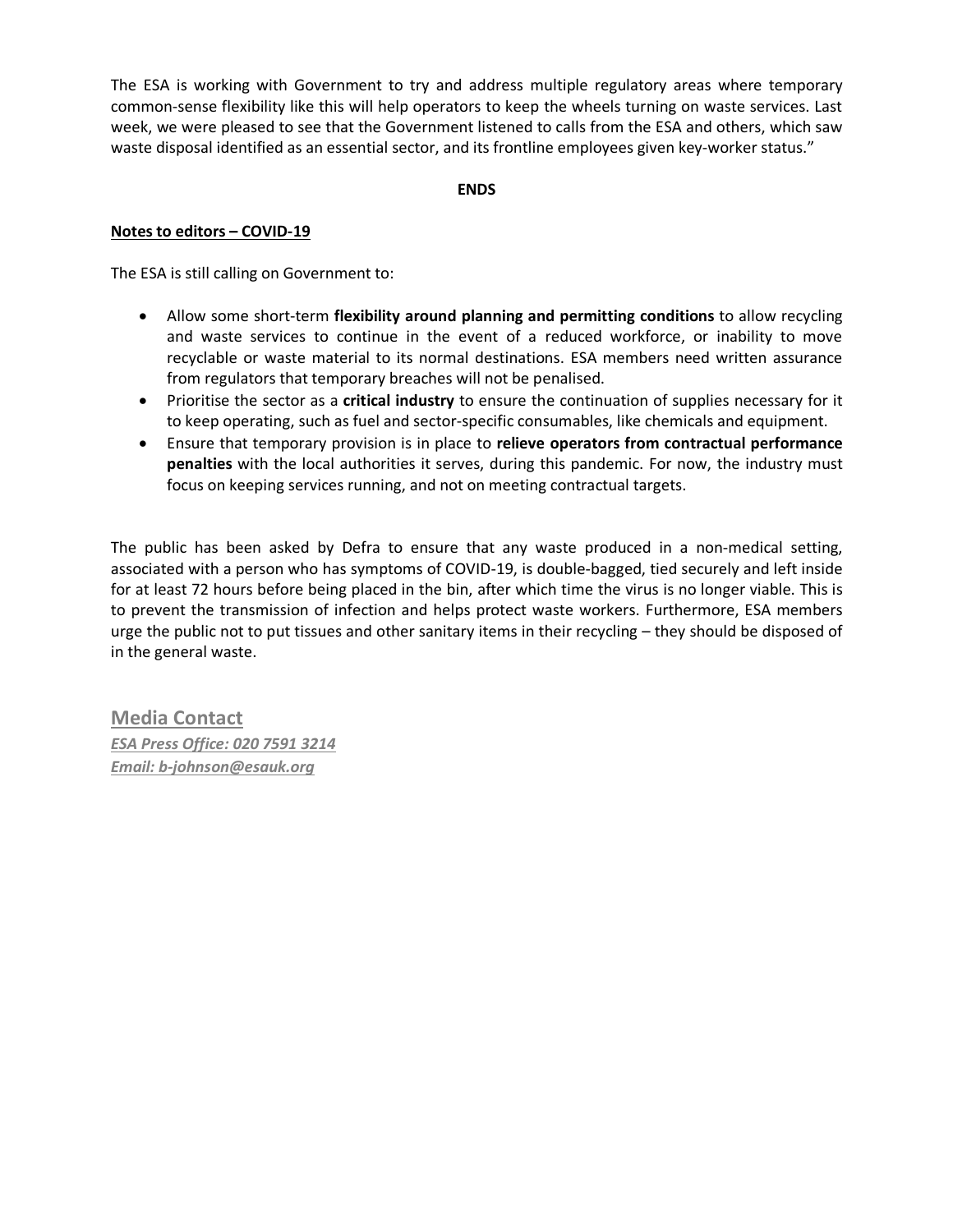The ESA is working with Government to try and address multiple regulatory areas where temporary common-sense flexibility like this will help operators to keep the wheels turning on waste services. Last week, we were pleased to see that the Government listened to calls from the ESA and others, which saw waste disposal identified as an essential sector, and its frontline employees given key-worker status."

**ENDS**

**Notes to editors – COVID-19**

The ESA is still calling on Government to:

- Allow some short-term **flexibility around planning and permitting conditions** to allow recycling and waste services to continue in the event of a reduced workforce, or inability to move recyclable or waste material to its normal destinations. ESA members need written assurance from regulators that temporary breaches will not be penalised.
- Prioritise the sector as a **critical industry** to ensure the continuation of supplies necessary for it to keep operating, such as fuel and sector-specific consumables, like chemicals and equipment.
- Ensure that temporary provision is in place to **relieve operators from contractual performance penalties** with the local authorities it serves, during this pandemic. For now, the industry must focus on keeping services running, and not on meeting contractual targets.

The public has been asked by Defra to ensure that any waste produced in a non-medical setting, associated with a person who has symptoms of COVID-19, is double-bagged, tied securely and left inside for at least 72 hours before being placed in the bin, after which time the virus is no longer viable. This is to prevent the transmission of infection and helps protect waste workers. Furthermore, ESA members urge the public not to put tissues and other sanitary items in their recycling – they should be disposed of in the general waste.

## Media Contact

*ESA Press Office: 020 7591 3214*
*Email: b-johnson@esauk.org*